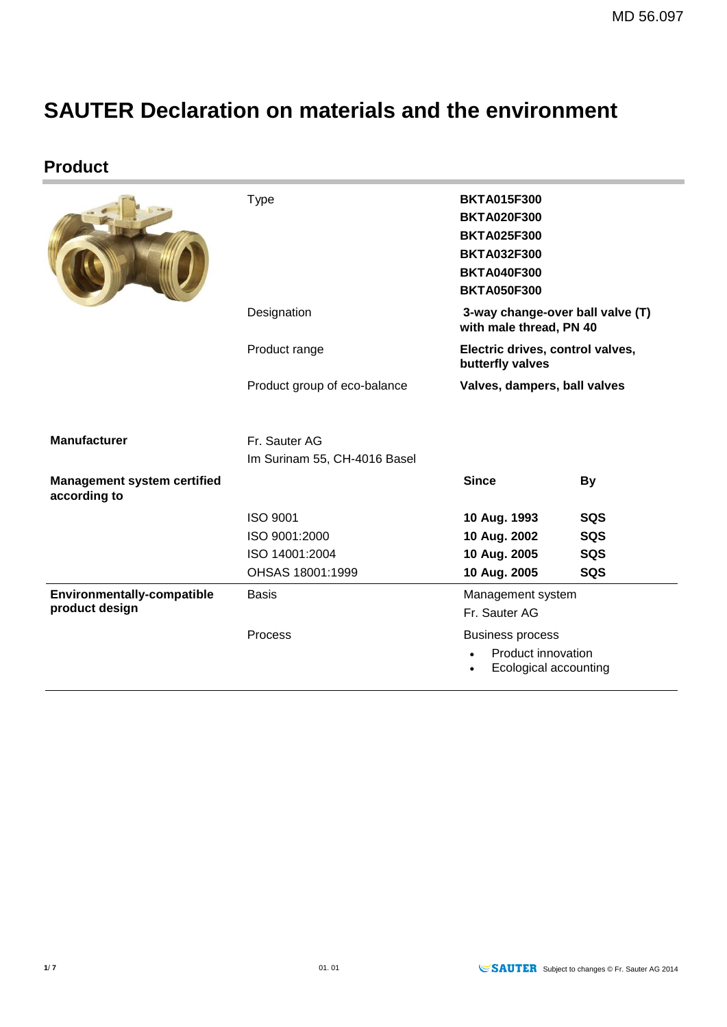# SAUTER Declaration on materials and the environment

## Product

| | | | |
|---|---|---|---|
| | Type | **BKTA015F300**<br>**BKTA020F300**<br>**BKTA025F300**<br>**BKTA032F300**<br>**BKTA040F300**<br>**BKTA050F300** | |
| | Designation | **3-way change-over ball valve (T) with male thread, PN 40** | |
| | Product range | **Electric drives, control valves, butterfly valves** | |
| | Product group of eco-balance | **Valves, dampers, ball valves** | |
| **Manufacturer** | Fr. Sauter AG<br>Im Surinam 55, CH-4016 Basel | | |
| **Management system certified according to** | | **Since** | **By** |
| | ISO 9001 | **10 Aug. 1993** | **SQS** |
| | ISO 9001:2000 | **10 Aug. 2002** | **SQS** |
| | ISO 14001:2004 | **10 Aug. 2005** | **SQS** |
| | OHSAS 18001:1999 | **10 Aug. 2005** | **SQS** |
| **Environmentally-compatible product design** | Basis | Management system<br>Fr. Sauter AG | |
| | Process | Business process<br>• Product innovation<br>• Ecological accounting | |

01. 01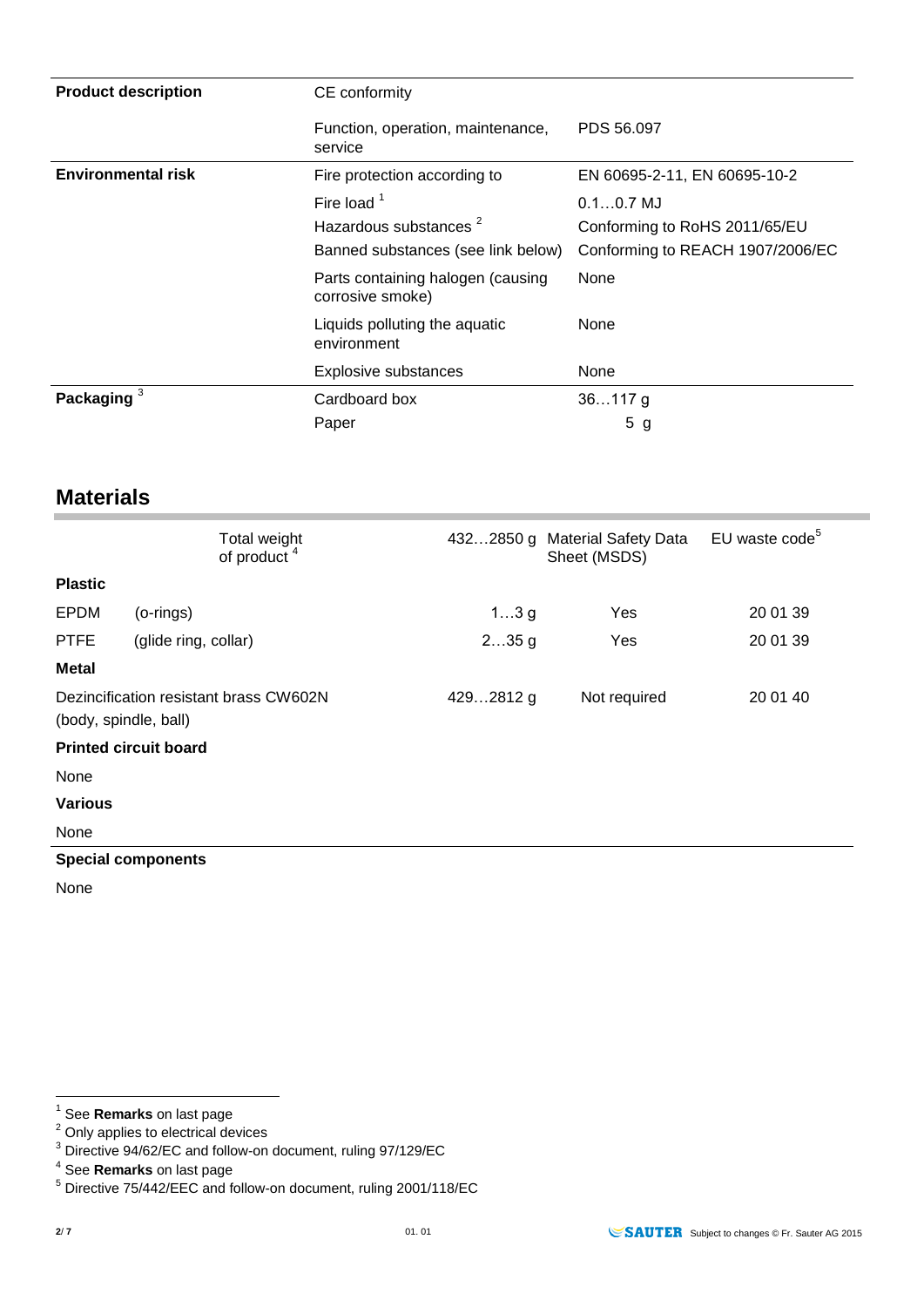| | | |
|---|---|---|
| **Product description** | CE conformity | |
| | Function, operation, maintenance, service | PDS 56.097 |
| **Environmental risk** | Fire protection according to | EN 60695-2-11, EN 60695-10-2 |
| | Fire load [1] | 0.1…0.7 MJ |
| | Hazardous substances [2] | Conforming to RoHS 2011/65/EU |
| | Banned substances (see link below) | Conforming to REACH 1907/2006/EC |
| | Parts containing halogen (causing corrosive smoke) | None |
| | Liquids polluting the aquatic environment | None |
| | Explosive substances | None |
| **Packaging** [3] | Cardboard box | 36…117 g |
| | Paper | 5 g |

## Materials

| | Total weight of product [4] | 432…2850 g | Material Safety Data Sheet (MSDS) | EU waste code[5] |
|---|---|---|---|---|
| **Plastic** | | | | |
| EPDM | (o-rings) | 1…3 g | Yes | 20 01 39 |
| PTFE | (glide ring, collar) | 2…35 g | Yes | 20 01 39 |
| **Metal** | | | | |
| Dezincification resistant brass CW602N (body, spindle, ball) | | 429…2812 g | Not required | 20 01 40 |
| **Printed circuit board** | | | | |
| None | | | | |
| **Various** | | | | |
| None | | | | |

**Special components**

None

[1] See **Remarks** on last page
[2] Only applies to electrical devices
[3] Directive 94/62/EC and follow-on document, ruling 97/129/EC
[4] See **Remarks** on last page
[5] Directive 75/442/EEC and follow-on document, ruling 2001/118/EC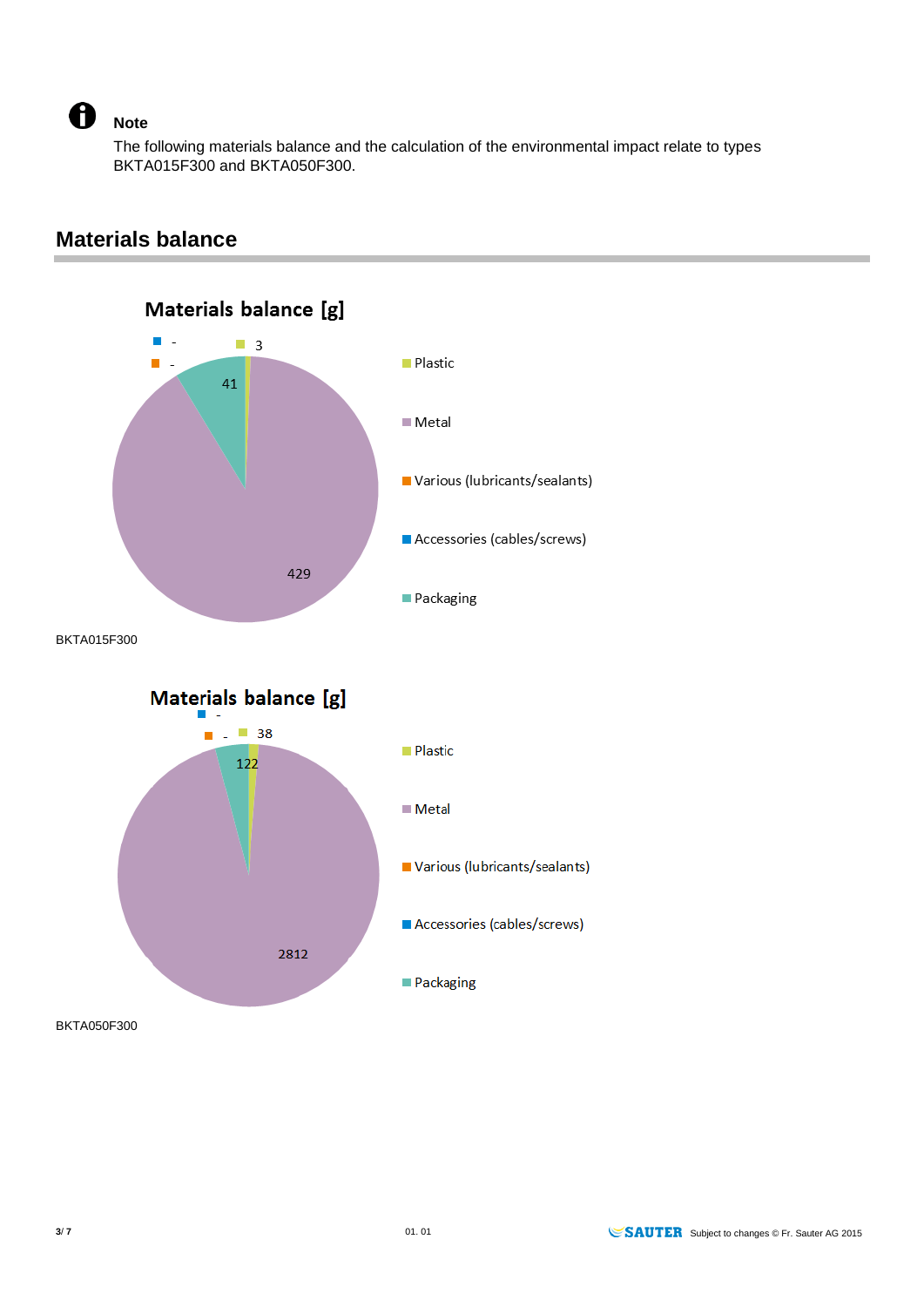**Note**

The following materials balance and the calculation of the environmental impact relate to types BKTA015F300 and BKTA050F300.

## Materials balance

**Materials balance [g]**

| Material | Value |
|---|---|
| Plastic | 3 |
| Metal | 429 |
| Various (lubricants/sealants) | - |
| Accessories (cables/screws) | - |
| Packaging | 41 |

BKTA015F300

**Materials balance [g]**

| Material | Value |
|---|---|
| Plastic | 38 |
| Metal | 2812 |
| Various (lubricants/sealants) | - |
| Accessories (cables/screws) | - |
| Packaging | 122 |

BKTA050F300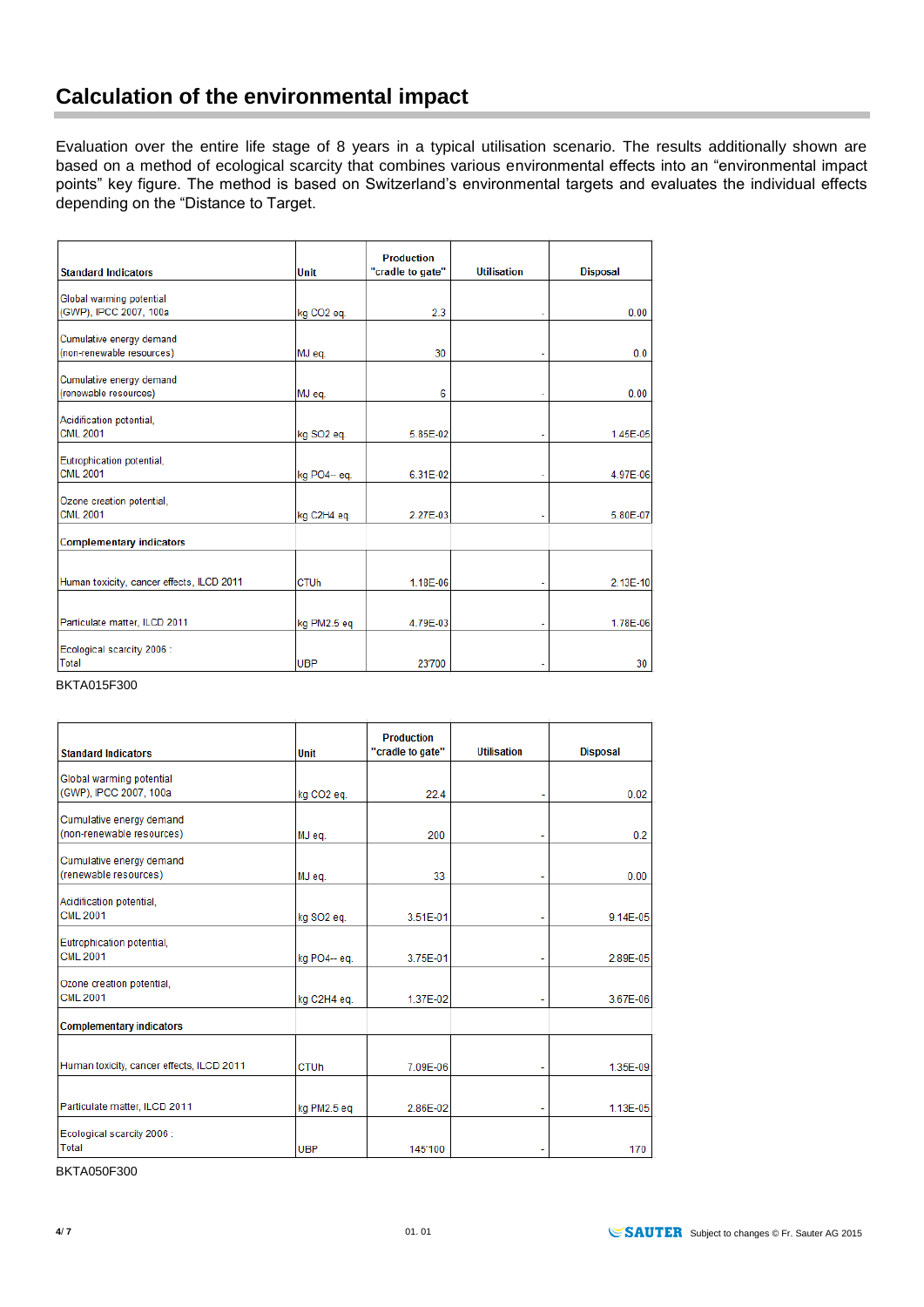# Calculation of the environmental impact

Evaluation over the entire life stage of 8 years in a typical utilisation scenario. The results additionally shown are based on a method of ecological scarcity that combines various environmental effects into an “environmental impact points” key figure. The method is based on Switzerland’s environmental targets and evaluates the individual effects depending on the “Distance to Target.

| Standard Indicators | Unit | Production "cradle to gate" | Utilisation | Disposal |
|---|---|---|---|---|
| Global warming potential (GWP), IPCC 2007, 100a | kg CO2 eq. | 2.3 | - | 0.00 |
| Cumulative energy demand (non-renewable resources) | MJ eq. | 30 | - | 0.0 |
| Cumulative energy demand (renewable resources) | MJ eq. | 6 | - | 0.00 |
| Acidification potential, CML 2001 | kg SO2 eq. | 5.85E-02 | - | 1.45E-05 |
| Eutrophication potential, CML 2001 | kg PO4-- eq. | 6.31E-02 | - | 4.97E-06 |
| Ozone creation potential, CML 2001 | kg C2H4 eq. | 2.27E-03 | - | 5.80E-07 |
| **Complementary indicators** | | | | |
| Human toxicity, cancer effects, ILCD 2011 | CTUh | 1.18E-06 | - | 2.13E-10 |
| Particulate matter, ILCD 2011 | kg PM2.5 eq | 4.79E-03 | - | 1.78E-06 |
| Ecological scarcity 2006 : Total | UBP | 23700 | - | 30 |

BKTA015F300

| Standard Indicators | Unit | Production "cradle to gate" | Utilisation | Disposal |
|---|---|---|---|---|
| Global warming potential (GWP), IPCC 2007, 100a | kg CO2 eq. | 22.4 | - | 0.02 |
| Cumulative energy demand (non-renewable resources) | MJ eq. | 200 | - | 0.2 |
| Cumulative energy demand (renewable resources) | MJ eq. | 33 | - | 0.00 |
| Acidification potential, CML 2001 | kg SO2 eq. | 3.51E-01 | - | 9.14E-05 |
| Eutrophication potential, CML 2001 | kg PO4-- eq. | 3.75E-01 | - | 2.89E-05 |
| Ozone creation potential, CML 2001 | kg C2H4 eq. | 1.37E-02 | - | 3.67E-06 |
| **Complementary indicators** | | | | |
| Human toxicity, cancer effects, ILCD 2011 | CTUh | 7.09E-06 | - | 1.35E-09 |
| Particulate matter, ILCD 2011 | kg PM2.5 eq | 2.86E-02 | - | 1.13E-05 |
| Ecological scarcity 2006 : Total | UBP | 145'100 | - | 170 |

BKTA050F300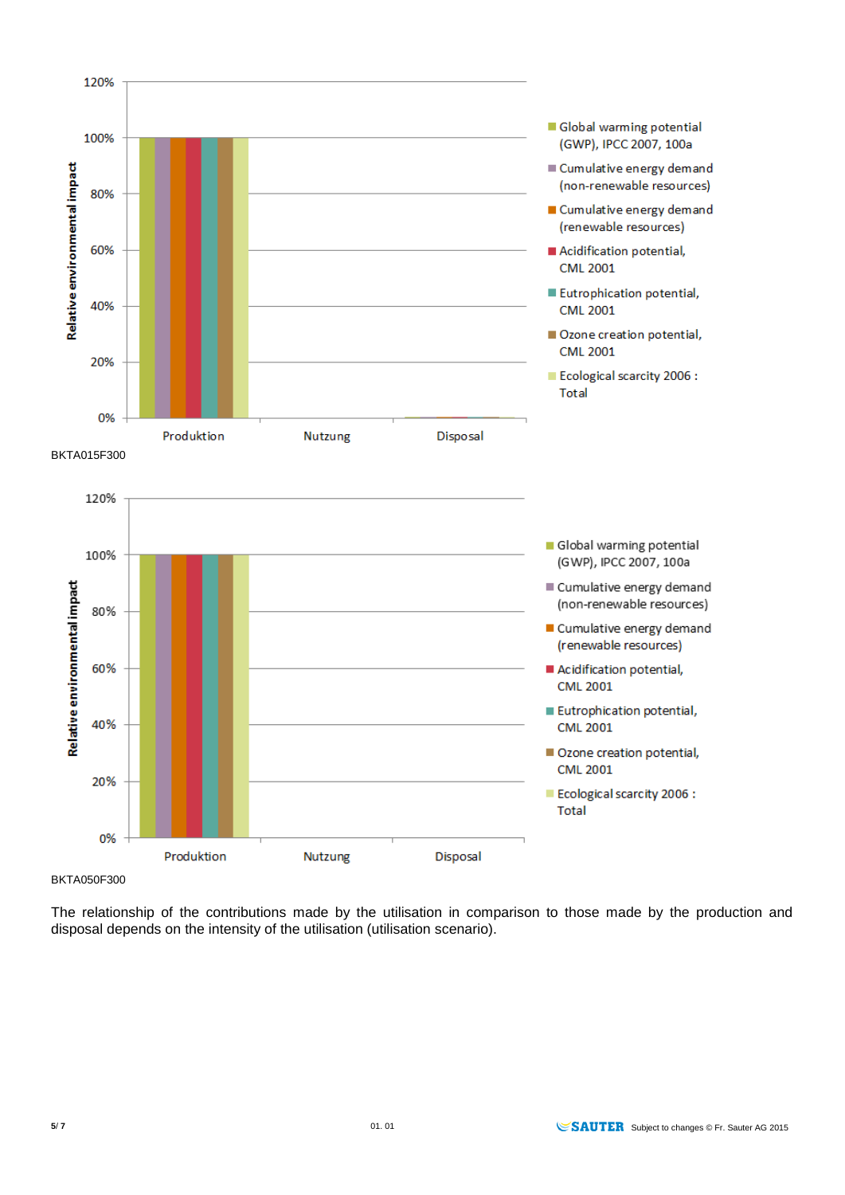BKTA015F300

BKTA050F300

The relationship of the contributions made by the utilisation in comparison to those made by the production and disposal depends on the intensity of the utilisation (utilisation scenario).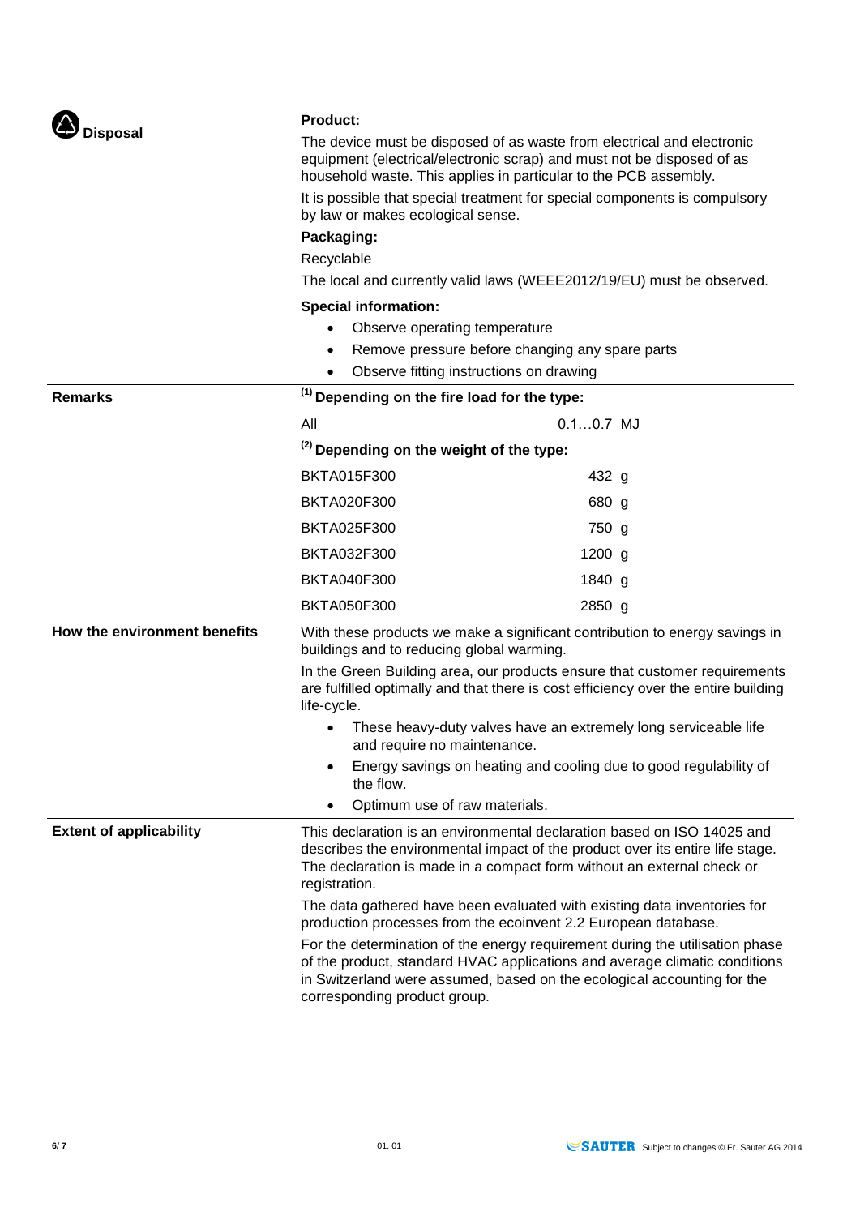## Disposal

**Product:**

The device must be disposed of as waste from electrical and electronic equipment (electrical/electronic scrap) and must not be disposed of as household waste. This applies in particular to the PCB assembly.

It is possible that special treatment for special components is compulsory by law or makes ecological sense.

**Packaging:**

Recyclable

The local and currently valid laws (WEEE2012/19/EU) must be observed.

**Special information:**

- Observe operating temperature
- Remove pressure before changing any spare parts
- Observe fitting instructions on drawing

## Remarks

**(1) Depending on the fire load for the type:**

| | |
|---|---|
| All | 0.1…0.7 MJ |

**(2) Depending on the weight of the type:**

| | |
|---|---|
| BKTA015F300 | 432 g |
| BKTA020F300 | 680 g |
| BKTA025F300 | 750 g |
| BKTA032F300 | 1200 g |
| BKTA040F300 | 1840 g |
| BKTA050F300 | 2850 g |

## How the environment benefits

With these products we make a significant contribution to energy savings in buildings and to reducing global warming.

In the Green Building area, our products ensure that customer requirements are fulfilled optimally and that there is cost efficiency over the entire building life-cycle.

- These heavy-duty valves have an extremely long serviceable life and require no maintenance.
- Energy savings on heating and cooling due to good regulability of the flow.
- Optimum use of raw materials.

## Extent of applicability

This declaration is an environmental declaration based on ISO 14025 and describes the environmental impact of the product over its entire life stage. The declaration is made in a compact form without an external check or registration.

The data gathered have been evaluated with existing data inventories for production processes from the ecoinvent 2.2 European database.

For the determination of the energy requirement during the utilisation phase of the product, standard HVAC applications and average climatic conditions in Switzerland were assumed, based on the ecological accounting for the corresponding product group.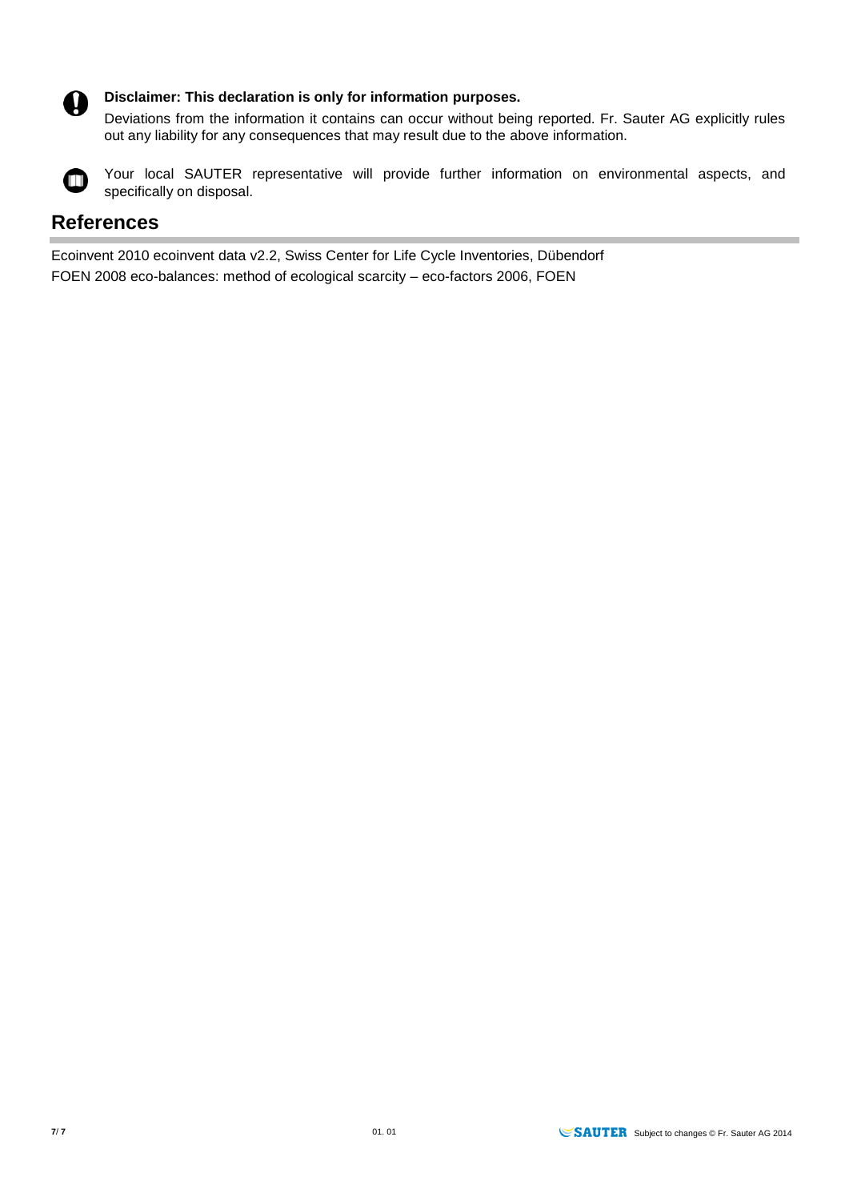**Disclaimer: This declaration is only for information purposes.**

Deviations from the information it contains can occur without being reported. Fr. Sauter AG explicitly rules out any liability for any consequences that may result due to the above information.

Your local SAUTER representative will provide further information on environmental aspects, and specifically on disposal.

## References

Ecoinvent 2010 ecoinvent data v2.2, Swiss Center for Life Cycle Inventories, Dübendorf

FOEN 2008 eco-balances: method of ecological scarcity – eco-factors 2006, FOEN